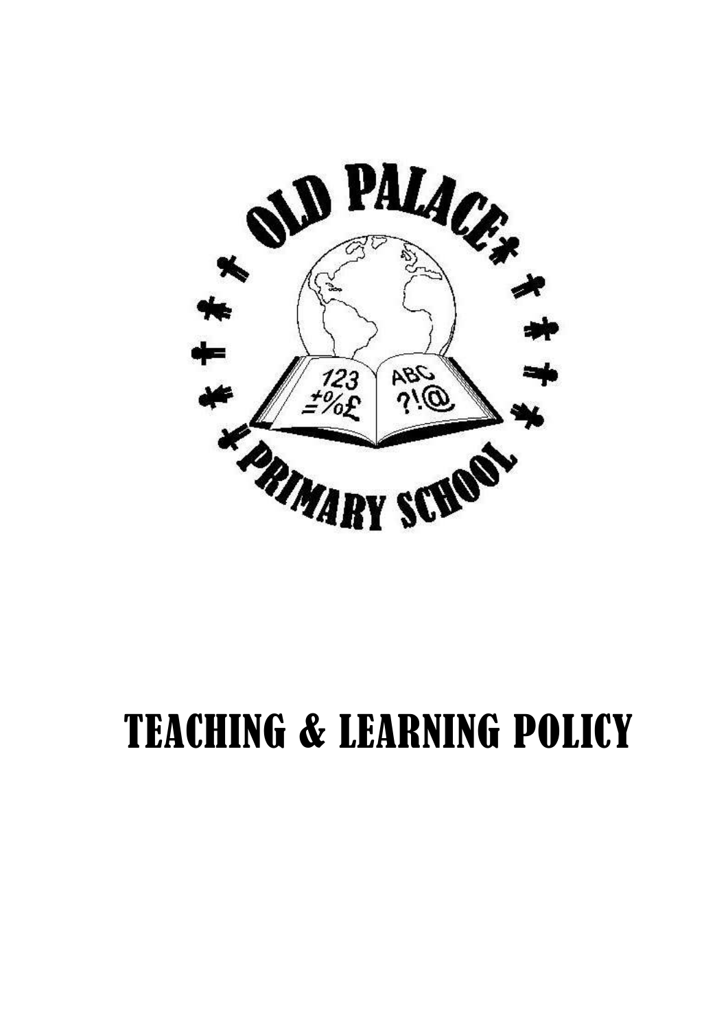# TEACHING & LEARNING POLICY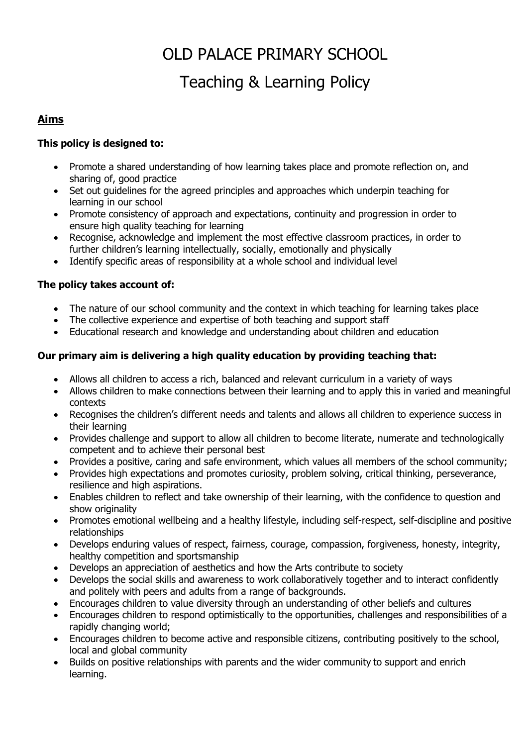# OLD PALACE PRIMARY SCHOOL

# Teaching & Learning Policy

## Aims

**This policy is designed to:**

- Promote a shared understanding of how learning takes place and promote reflection on, and sharing of, good practice
- Set out guidelines for the agreed principles and approaches which underpin teaching for learning in our school
- Promote consistency of approach and expectations, continuity and progression in order to ensure high quality teaching for learning
- Recognise, acknowledge and implement the most effective classroom practices, in order to further children's learning intellectually, socially, emotionally and physically
- Identify specific areas of responsibility at a whole school and individual level

**The policy takes account of:**

- The nature of our school community and the context in which teaching for learning takes place
- The collective experience and expertise of both teaching and support staff
- Educational research and knowledge and understanding about children and education

**Our primary aim is delivering a high quality education by providing teaching that:**

- Allows all children to access a rich, balanced and relevant curriculum in a variety of ways
- Allows children to make connections between their learning and to apply this in varied and meaningful contexts
- Recognises the children's different needs and talents and allows all children to experience success in their learning
- Provides challenge and support to allow all children to become literate, numerate and technologically competent and to achieve their personal best
- Provides a positive, caring and safe environment, which values all members of the school community;
- Provides high expectations and promotes curiosity, problem solving, critical thinking, perseverance, resilience and high aspirations.
- Enables children to reflect and take ownership of their learning, with the confidence to question and show originality
- Promotes emotional wellbeing and a healthy lifestyle, including self-respect, self-discipline and positive relationships
- Develops enduring values of respect, fairness, courage, compassion, forgiveness, honesty, integrity, healthy competition and sportsmanship
- Develops an appreciation of aesthetics and how the Arts contribute to society
- Develops the social skills and awareness to work collaboratively together and to interact confidently and politely with peers and adults from a range of backgrounds.
- Encourages children to value diversity through an understanding of other beliefs and cultures
- Encourages children to respond optimistically to the opportunities, challenges and responsibilities of a rapidly changing world;
- Encourages children to become active and responsible citizens, contributing positively to the school, local and global community
- Builds on positive relationships with parents and the wider community to support and enrich learning.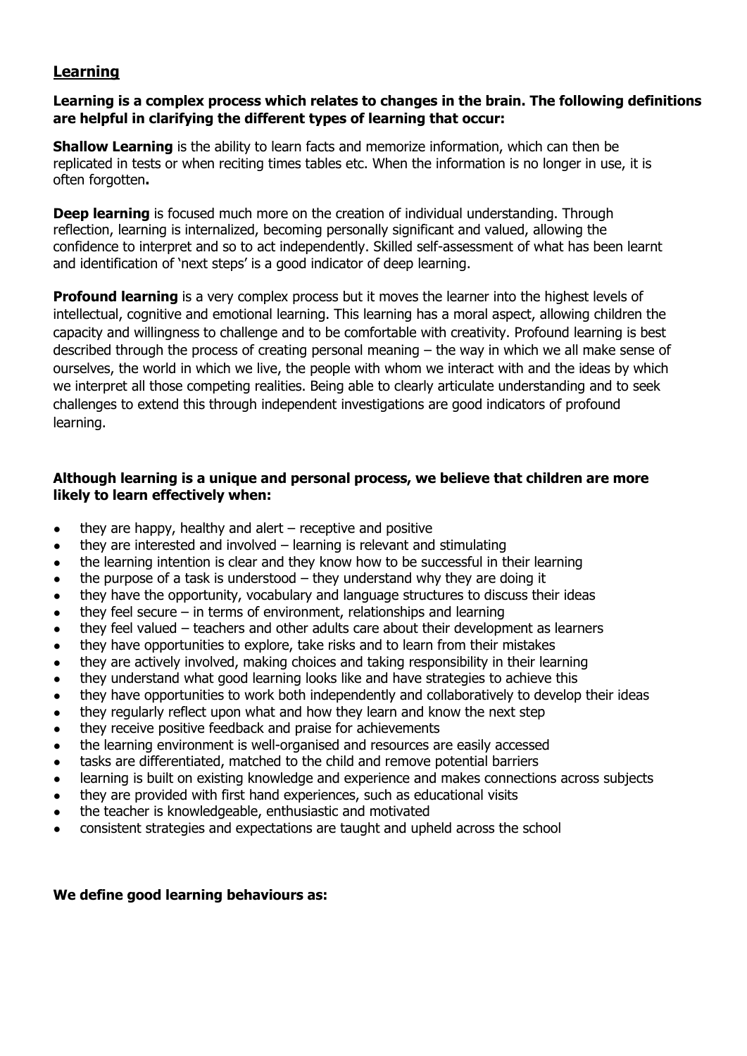## Learning

**Learning is a complex process which relates to changes in the brain. The following definitions are helpful in clarifying the different types of learning that occur:**

**Shallow Learning** is the ability to learn facts and memorize information, which can then be replicated in tests or when reciting times tables etc. When the information is no longer in use, it is often forgotten**.**

**Deep learning** is focused much more on the creation of individual understanding. Through reflection, learning is internalized, becoming personally significant and valued, allowing the confidence to interpret and so to act independently. Skilled self-assessment of what has been learnt and identification of 'next steps' is a good indicator of deep learning.

**Profound learning** is a very complex process but it moves the learner into the highest levels of intellectual, cognitive and emotional learning. This learning has a moral aspect, allowing children the capacity and willingness to challenge and to be comfortable with creativity. Profound learning is best described through the process of creating personal meaning – the way in which we all make sense of ourselves, the world in which we live, the people with whom we interact with and the ideas by which we interpret all those competing realities. Being able to clearly articulate understanding and to seek challenges to extend this through independent investigations are good indicators of profound learning.

**Although learning is a unique and personal process, we believe that children are more likely to learn effectively when:**

- they are happy, healthy and alert – receptive and positive
- they are interested and involved – learning is relevant and stimulating
- the learning intention is clear and they know how to be successful in their learning
- the purpose of a task is understood – they understand why they are doing it
- they have the opportunity, vocabulary and language structures to discuss their ideas
- they feel secure – in terms of environment, relationships and learning
- they feel valued – teachers and other adults care about their development as learners
- they have opportunities to explore, take risks and to learn from their mistakes
- they are actively involved, making choices and taking responsibility in their learning
- they understand what good learning looks like and have strategies to achieve this
- they have opportunities to work both independently and collaboratively to develop their ideas
- they regularly reflect upon what and how they learn and know the next step
- they receive positive feedback and praise for achievements
- the learning environment is well-organised and resources are easily accessed
- tasks are differentiated, matched to the child and remove potential barriers
- learning is built on existing knowledge and experience and makes connections across subjects
- they are provided with first hand experiences, such as educational visits
- the teacher is knowledgeable, enthusiastic and motivated
- consistent strategies and expectations are taught and upheld across the school

**We define good learning behaviours as:**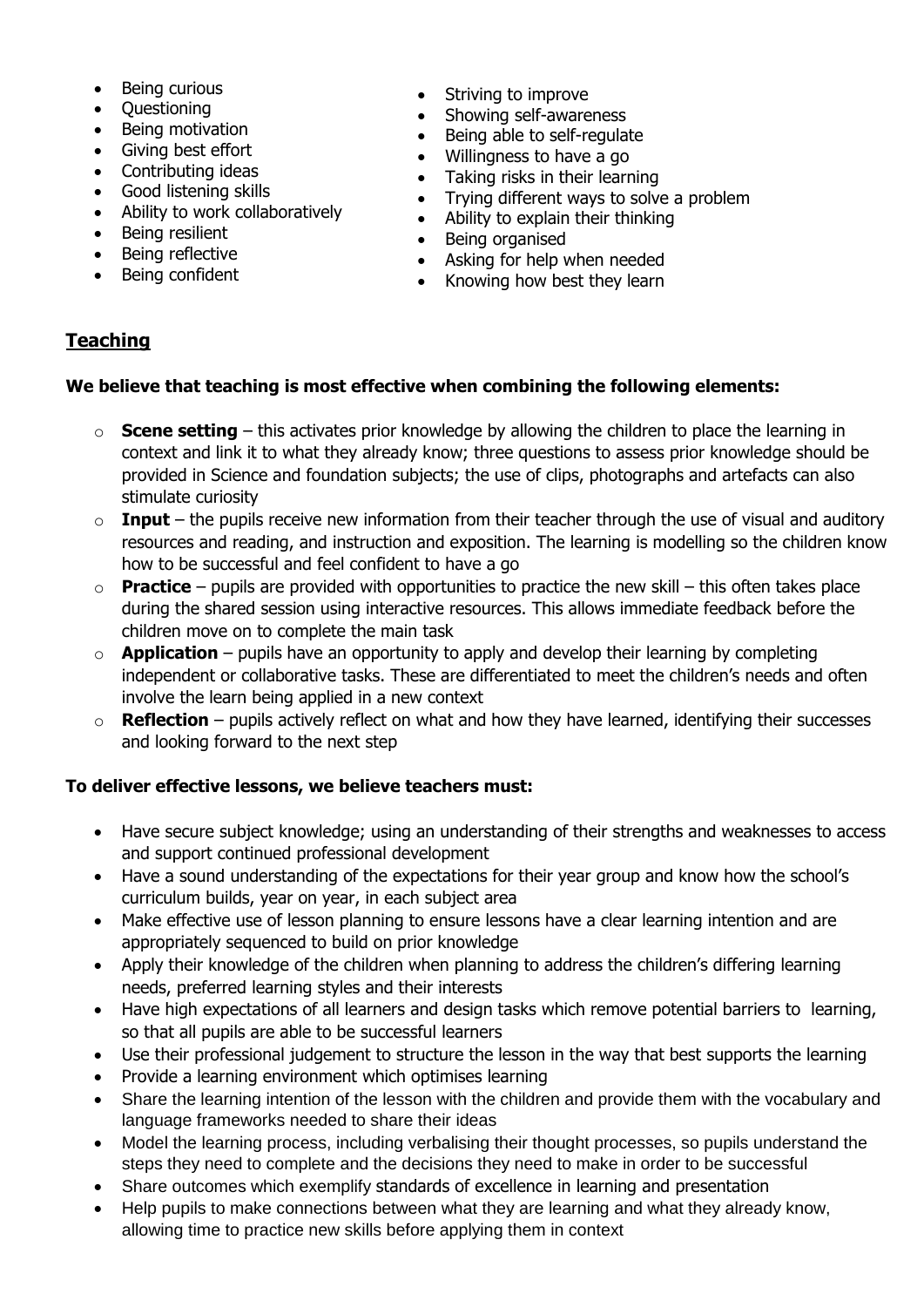- Being curious
- Questioning
- Being motivation
- Giving best effort
- Contributing ideas
- Good listening skills
- Ability to work collaboratively
- Being resilient
- Being reflective
- Being confident
- Striving to improve
- Showing self-awareness
- Being able to self-regulate
- Willingness to have a go
- Taking risks in their learning
- Trying different ways to solve a problem
- Ability to explain their thinking
- Being organised
- Asking for help when needed
- Knowing how best they learn

## Teaching

**We believe that teaching is most effective when combining the following elements:**

- **Scene setting** – this activates prior knowledge by allowing the children to place the learning in context and link it to what they already know; three questions to assess prior knowledge should be provided in Science and foundation subjects; the use of clips, photographs and artefacts can also stimulate curiosity
- **Input** – the pupils receive new information from their teacher through the use of visual and auditory resources and reading, and instruction and exposition. The learning is modelling so the children know how to be successful and feel confident to have a go
- **Practice** – pupils are provided with opportunities to practice the new skill – this often takes place during the shared session using interactive resources. This allows immediate feedback before the children move on to complete the main task
- **Application** – pupils have an opportunity to apply and develop their learning by completing independent or collaborative tasks. These are differentiated to meet the children's needs and often involve the learn being applied in a new context
- **Reflection** – pupils actively reflect on what and how they have learned, identifying their successes and looking forward to the next step

**To deliver effective lessons, we believe teachers must:**

- Have secure subject knowledge; using an understanding of their strengths and weaknesses to access and support continued professional development
- Have a sound understanding of the expectations for their year group and know how the school's curriculum builds, year on year, in each subject area
- Make effective use of lesson planning to ensure lessons have a clear learning intention and are appropriately sequenced to build on prior knowledge
- Apply their knowledge of the children when planning to address the children's differing learning needs, preferred learning styles and their interests
- Have high expectations of all learners and design tasks which remove potential barriers to learning, so that all pupils are able to be successful learners
- Use their professional judgement to structure the lesson in the way that best supports the learning
- Provide a learning environment which optimises learning
- Share the learning intention of the lesson with the children and provide them with the vocabulary and language frameworks needed to share their ideas
- Model the learning process, including verbalising their thought processes, so pupils understand the steps they need to complete and the decisions they need to make in order to be successful
- Share outcomes which exemplify standards of excellence in learning and presentation
- Help pupils to make connections between what they are learning and what they already know, allowing time to practice new skills before applying them in context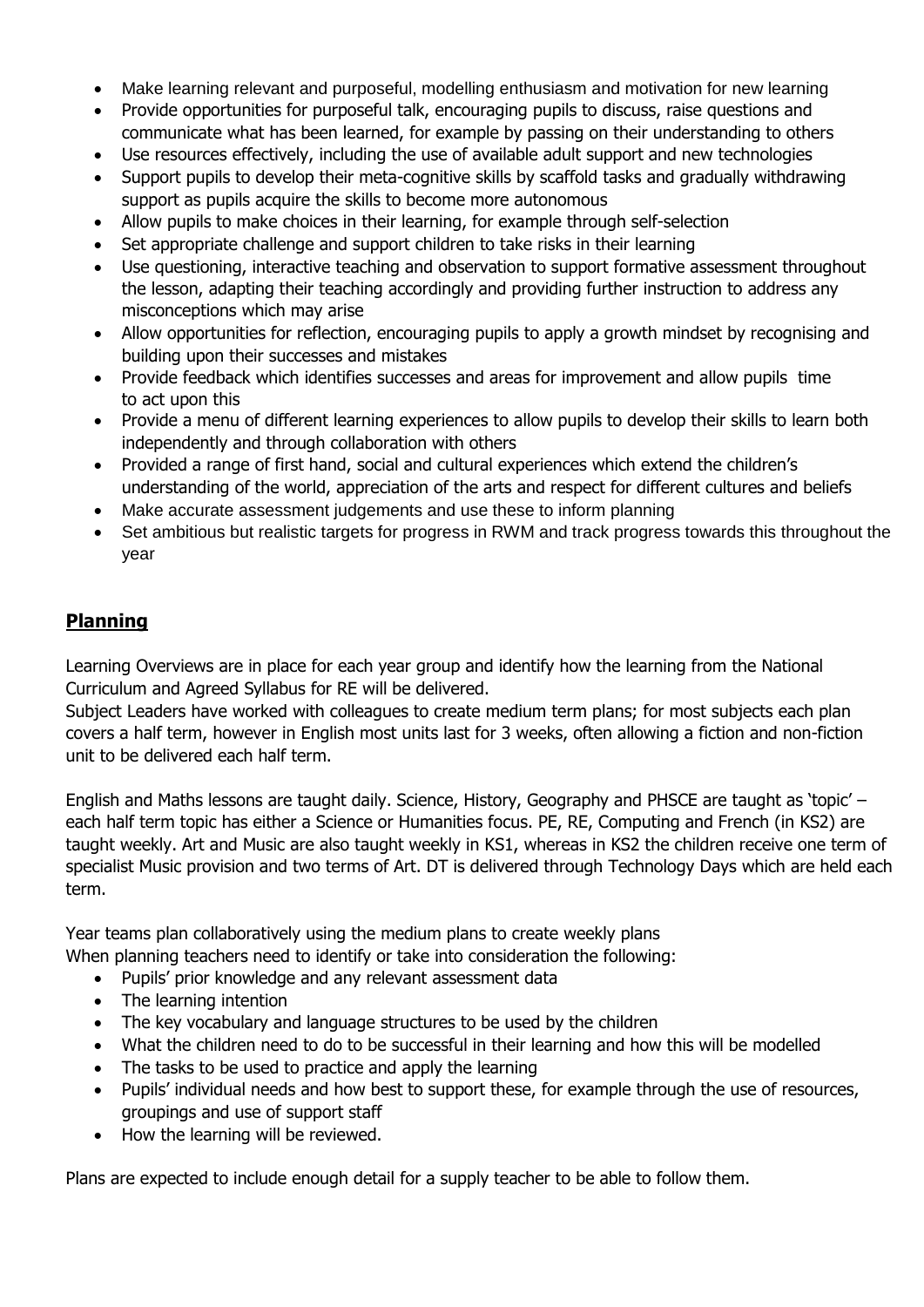- Make learning relevant and purposeful, modelling enthusiasm and motivation for new learning
- Provide opportunities for purposeful talk, encouraging pupils to discuss, raise questions and communicate what has been learned, for example by passing on their understanding to others
- Use resources effectively, including the use of available adult support and new technologies
- Support pupils to develop their meta-cognitive skills by scaffold tasks and gradually withdrawing support as pupils acquire the skills to become more autonomous
- Allow pupils to make choices in their learning, for example through self-selection
- Set appropriate challenge and support children to take risks in their learning
- Use questioning, interactive teaching and observation to support formative assessment throughout the lesson, adapting their teaching accordingly and providing further instruction to address any misconceptions which may arise
- Allow opportunities for reflection, encouraging pupils to apply a growth mindset by recognising and building upon their successes and mistakes
- Provide feedback which identifies successes and areas for improvement and allow pupils time to act upon this
- Provide a menu of different learning experiences to allow pupils to develop their skills to learn both independently and through collaboration with others
- Provided a range of first hand, social and cultural experiences which extend the children's understanding of the world, appreciation of the arts and respect for different cultures and beliefs
- Make accurate assessment judgements and use these to inform planning
- Set ambitious but realistic targets for progress in RWM and track progress towards this throughout the year

## **Planning**

Learning Overviews are in place for each year group and identify how the learning from the National Curriculum and Agreed Syllabus for RE will be delivered.
Subject Leaders have worked with colleagues to create medium term plans; for most subjects each plan covers a half term, however in English most units last for 3 weeks, often allowing a fiction and non-fiction unit to be delivered each half term.

English and Maths lessons are taught daily. Science, History, Geography and PHSCE are taught as 'topic' – each half term topic has either a Science or Humanities focus. PE, RE, Computing and French (in KS2) are taught weekly. Art and Music are also taught weekly in KS1, whereas in KS2 the children receive one term of specialist Music provision and two terms of Art. DT is delivered through Technology Days which are held each term.

Year teams plan collaboratively using the medium plans to create weekly plans
When planning teachers need to identify or take into consideration the following:

- Pupils' prior knowledge and any relevant assessment data
- The learning intention
- The key vocabulary and language structures to be used by the children
- What the children need to do to be successful in their learning and how this will be modelled
- The tasks to be used to practice and apply the learning
- Pupils' individual needs and how best to support these, for example through the use of resources, groupings and use of support staff
- How the learning will be reviewed.

Plans are expected to include enough detail for a supply teacher to be able to follow them.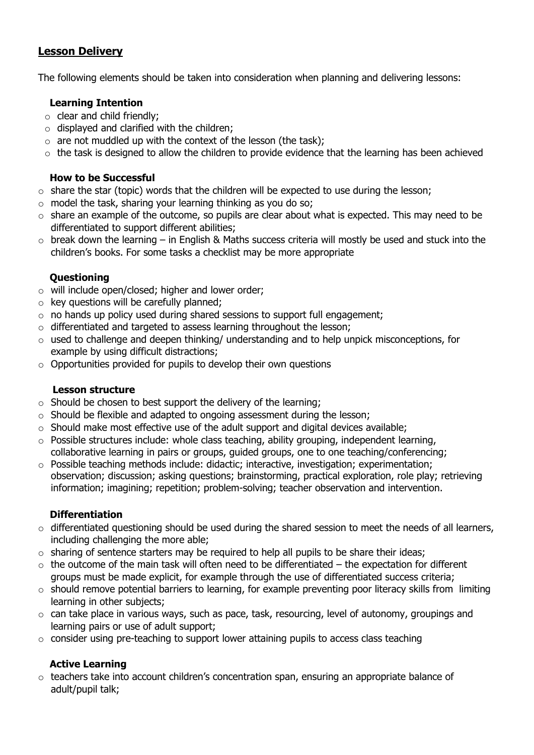## Lesson Delivery

The following elements should be taken into consideration when planning and delivering lessons:

### Learning Intention

- clear and child friendly;
- displayed and clarified with the children;
- are not muddled up with the context of the lesson (the task);
- the task is designed to allow the children to provide evidence that the learning has been achieved

### How to be Successful

- share the star (topic) words that the children will be expected to use during the lesson;
- model the task, sharing your learning thinking as you do so;
- share an example of the outcome, so pupils are clear about what is expected. This may need to be differentiated to support different abilities;
- break down the learning – in English & Maths success criteria will mostly be used and stuck into the children's books. For some tasks a checklist may be more appropriate

### Questioning

- will include open/closed; higher and lower order;
- key questions will be carefully planned;
- no hands up policy used during shared sessions to support full engagement;
- differentiated and targeted to assess learning throughout the lesson;
- used to challenge and deepen thinking/ understanding and to help unpick misconceptions, for example by using difficult distractions;
- Opportunities provided for pupils to develop their own questions

### Lesson structure

- Should be chosen to best support the delivery of the learning;
- Should be flexible and adapted to ongoing assessment during the lesson;
- Should make most effective use of the adult support and digital devices available;
- Possible structures include: whole class teaching, ability grouping, independent learning, collaborative learning in pairs or groups, guided groups, one to one teaching/conferencing;
- Possible teaching methods include: didactic; interactive, investigation; experimentation; observation; discussion; asking questions; brainstorming, practical exploration, role play; retrieving information; imagining; repetition; problem-solving; teacher observation and intervention.

### Differentiation

- differentiated questioning should be used during the shared session to meet the needs of all learners, including challenging the more able;
- sharing of sentence starters may be required to help all pupils to be share their ideas;
- the outcome of the main task will often need to be differentiated – the expectation for different groups must be made explicit, for example through the use of differentiated success criteria;
- should remove potential barriers to learning, for example preventing poor literacy skills from limiting learning in other subjects;
- can take place in various ways, such as pace, task, resourcing, level of autonomy, groupings and learning pairs or use of adult support;
- consider using pre-teaching to support lower attaining pupils to access class teaching

### Active Learning

- teachers take into account children's concentration span, ensuring an appropriate balance of adult/pupil talk;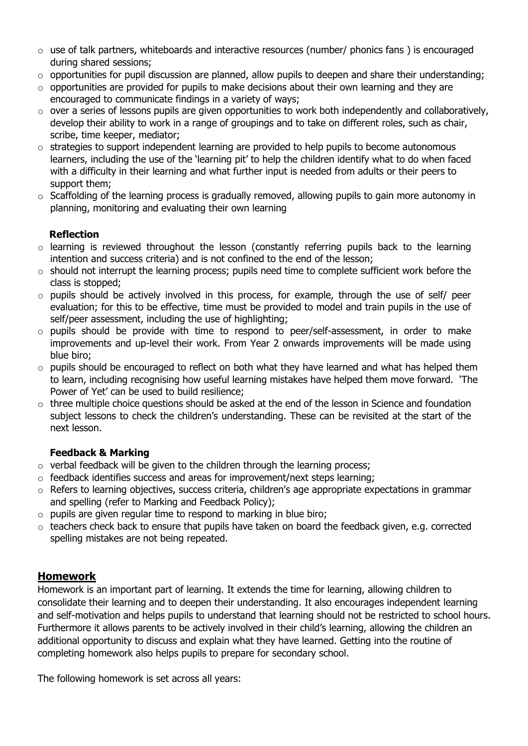- use of talk partners, whiteboards and interactive resources (number/ phonics fans ) is encouraged during shared sessions;
- opportunities for pupil discussion are planned, allow pupils to deepen and share their understanding;
- opportunities are provided for pupils to make decisions about their own learning and they are encouraged to communicate findings in a variety of ways;
- over a series of lessons pupils are given opportunities to work both independently and collaboratively, develop their ability to work in a range of groupings and to take on different roles, such as chair, scribe, time keeper, mediator;
- strategies to support independent learning are provided to help pupils to become autonomous learners, including the use of the 'learning pit' to help the children identify what to do when faced with a difficulty in their learning and what further input is needed from adults or their peers to support them;
- Scaffolding of the learning process is gradually removed, allowing pupils to gain more autonomy in planning, monitoring and evaluating their own learning

**Reflection**

- learning is reviewed throughout the lesson (constantly referring pupils back to the learning intention and success criteria) and is not confined to the end of the lesson;
- should not interrupt the learning process; pupils need time to complete sufficient work before the class is stopped;
- pupils should be actively involved in this process, for example, through the use of self/ peer evaluation; for this to be effective, time must be provided to model and train pupils in the use of self/peer assessment, including the use of highlighting;
- pupils should be provide with time to respond to peer/self-assessment, in order to make improvements and up-level their work. From Year 2 onwards improvements will be made using blue biro;
- pupils should be encouraged to reflect on both what they have learned and what has helped them to learn, including recognising how useful learning mistakes have helped them move forward. 'The Power of Yet' can be used to build resilience;
- three multiple choice questions should be asked at the end of the lesson in Science and foundation subject lessons to check the children's understanding. These can be revisited at the start of the next lesson.

**Feedback & Marking**

- verbal feedback will be given to the children through the learning process;
- feedback identifies success and areas for improvement/next steps learning;
- Refers to learning objectives, success criteria, children's age appropriate expectations in grammar and spelling (refer to Marking and Feedback Policy);
- pupils are given regular time to respond to marking in blue biro;
- teachers check back to ensure that pupils have taken on board the feedback given, e.g. corrected spelling mistakes are not being repeated.

## Homework

Homework is an important part of learning. It extends the time for learning, allowing children to consolidate their learning and to deepen their understanding. It also encourages independent learning and self-motivation and helps pupils to understand that learning should not be restricted to school hours. Furthermore it allows parents to be actively involved in their child's learning, allowing the children an additional opportunity to discuss and explain what they have learned. Getting into the routine of completing homework also helps pupils to prepare for secondary school.

The following homework is set across all years: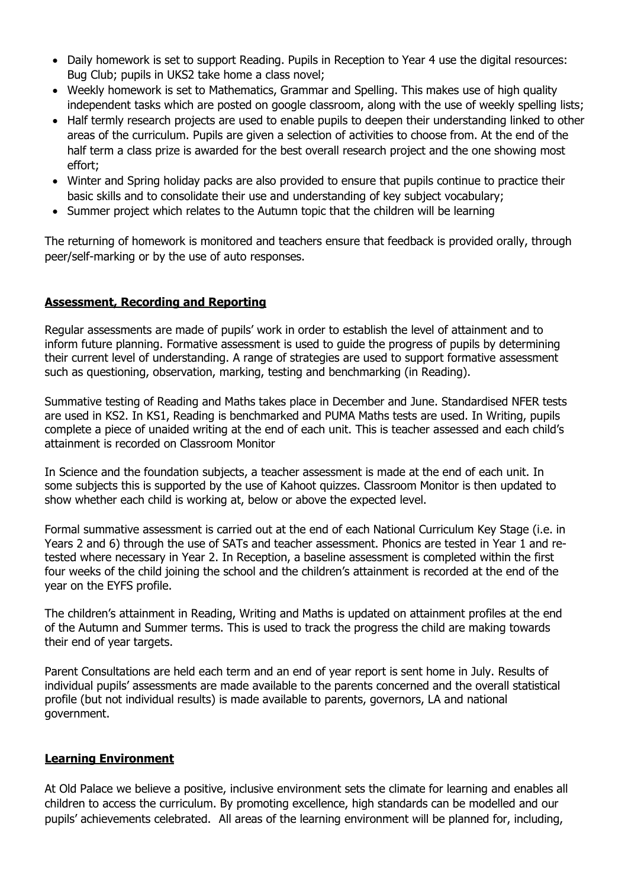- Daily homework is set to support Reading. Pupils in Reception to Year 4 use the digital resources: Bug Club; pupils in UKS2 take home a class novel;
- Weekly homework is set to Mathematics, Grammar and Spelling. This makes use of high quality independent tasks which are posted on google classroom, along with the use of weekly spelling lists;
- Half termly research projects are used to enable pupils to deepen their understanding linked to other areas of the curriculum. Pupils are given a selection of activities to choose from. At the end of the half term a class prize is awarded for the best overall research project and the one showing most effort;
- Winter and Spring holiday packs are also provided to ensure that pupils continue to practice their basic skills and to consolidate their use and understanding of key subject vocabulary;
- Summer project which relates to the Autumn topic that the children will be learning

The returning of homework is monitored and teachers ensure that feedback is provided orally, through peer/self-marking or by the use of auto responses.

## Assessment, Recording and Reporting

Regular assessments are made of pupils' work in order to establish the level of attainment and to inform future planning. Formative assessment is used to guide the progress of pupils by determining their current level of understanding. A range of strategies are used to support formative assessment such as questioning, observation, marking, testing and benchmarking (in Reading).

Summative testing of Reading and Maths takes place in December and June. Standardised NFER tests are used in KS2. In KS1, Reading is benchmarked and PUMA Maths tests are used. In Writing, pupils complete a piece of unaided writing at the end of each unit. This is teacher assessed and each child's attainment is recorded on Classroom Monitor

In Science and the foundation subjects, a teacher assessment is made at the end of each unit. In some subjects this is supported by the use of Kahoot quizzes. Classroom Monitor is then updated to show whether each child is working at, below or above the expected level.

Formal summative assessment is carried out at the end of each National Curriculum Key Stage (i.e. in Years 2 and 6) through the use of SATs and teacher assessment. Phonics are tested in Year 1 and re-tested where necessary in Year 2. In Reception, a baseline assessment is completed within the first four weeks of the child joining the school and the children's attainment is recorded at the end of the year on the EYFS profile.

The children's attainment in Reading, Writing and Maths is updated on attainment profiles at the end of the Autumn and Summer terms. This is used to track the progress the child are making towards their end of year targets.

Parent Consultations are held each term and an end of year report is sent home in July. Results of individual pupils' assessments are made available to the parents concerned and the overall statistical profile (but not individual results) is made available to parents, governors, LA and national government.

## Learning Environment

At Old Palace we believe a positive, inclusive environment sets the climate for learning and enables all children to access the curriculum. By promoting excellence, high standards can be modelled and our pupils' achievements celebrated. All areas of the learning environment will be planned for, including,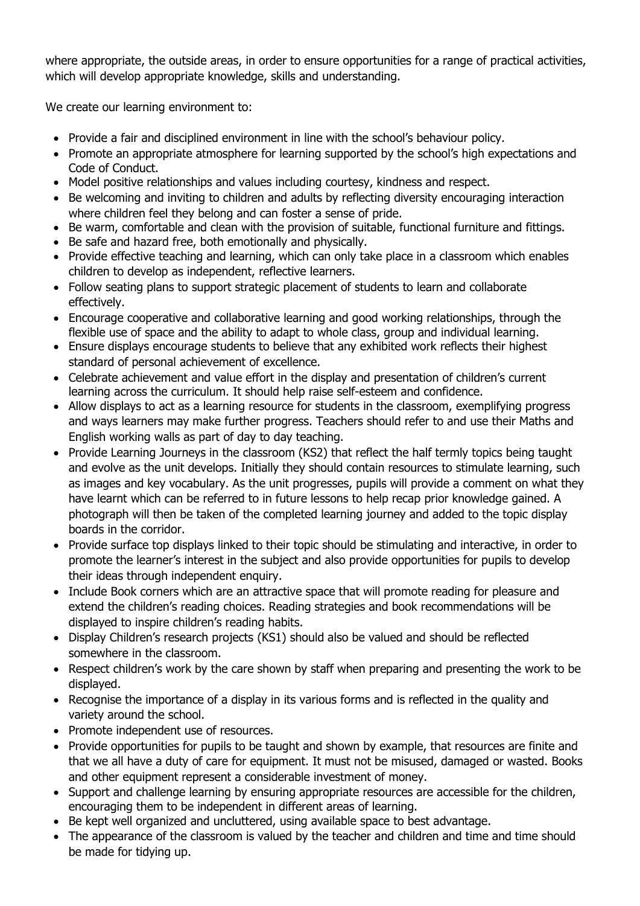where appropriate, the outside areas, in order to ensure opportunities for a range of practical activities, which will develop appropriate knowledge, skills and understanding.

We create our learning environment to:

- Provide a fair and disciplined environment in line with the school's behaviour policy.
- Promote an appropriate atmosphere for learning supported by the school's high expectations and Code of Conduct.
- Model positive relationships and values including courtesy, kindness and respect.
- Be welcoming and inviting to children and adults by reflecting diversity encouraging interaction where children feel they belong and can foster a sense of pride.
- Be warm, comfortable and clean with the provision of suitable, functional furniture and fittings.
- Be safe and hazard free, both emotionally and physically.
- Provide effective teaching and learning, which can only take place in a classroom which enables children to develop as independent, reflective learners.
- Follow seating plans to support strategic placement of students to learn and collaborate effectively.
- Encourage cooperative and collaborative learning and good working relationships, through the flexible use of space and the ability to adapt to whole class, group and individual learning.
- Ensure displays encourage students to believe that any exhibited work reflects their highest standard of personal achievement of excellence.
- Celebrate achievement and value effort in the display and presentation of children's current learning across the curriculum. It should help raise self-esteem and confidence.
- Allow displays to act as a learning resource for students in the classroom, exemplifying progress and ways learners may make further progress. Teachers should refer to and use their Maths and English working walls as part of day to day teaching.
- Provide Learning Journeys in the classroom (KS2) that reflect the half termly topics being taught and evolve as the unit develops. Initially they should contain resources to stimulate learning, such as images and key vocabulary. As the unit progresses, pupils will provide a comment on what they have learnt which can be referred to in future lessons to help recap prior knowledge gained. A photograph will then be taken of the completed learning journey and added to the topic display boards in the corridor.
- Provide surface top displays linked to their topic should be stimulating and interactive, in order to promote the learner's interest in the subject and also provide opportunities for pupils to develop their ideas through independent enquiry.
- Include Book corners which are an attractive space that will promote reading for pleasure and extend the children's reading choices. Reading strategies and book recommendations will be displayed to inspire children's reading habits.
- Display Children's research projects (KS1) should also be valued and should be reflected somewhere in the classroom.
- Respect children's work by the care shown by staff when preparing and presenting the work to be displayed.
- Recognise the importance of a display in its various forms and is reflected in the quality and variety around the school.
- Promote independent use of resources.
- Provide opportunities for pupils to be taught and shown by example, that resources are finite and that we all have a duty of care for equipment. It must not be misused, damaged or wasted. Books and other equipment represent a considerable investment of money.
- Support and challenge learning by ensuring appropriate resources are accessible for the children, encouraging them to be independent in different areas of learning.
- Be kept well organized and uncluttered, using available space to best advantage.
- The appearance of the classroom is valued by the teacher and children and time and time should be made for tidying up.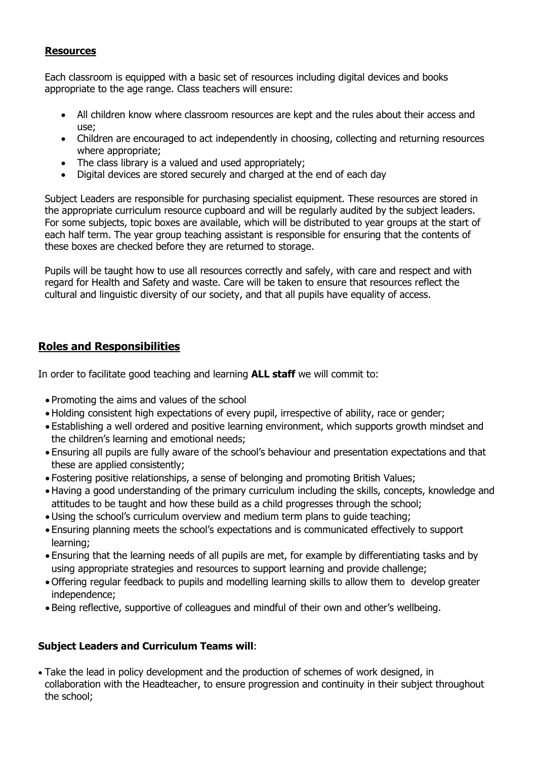### **Resources**

Each classroom is equipped with a basic set of resources including digital devices and books appropriate to the age range. Class teachers will ensure:

- All children know where classroom resources are kept and the rules about their access and use;
- Children are encouraged to act independently in choosing, collecting and returning resources where appropriate;
- The class library is a valued and used appropriately;
- Digital devices are stored securely and charged at the end of each day

Subject Leaders are responsible for purchasing specialist equipment. These resources are stored in the appropriate curriculum resource cupboard and will be regularly audited by the subject leaders. For some subjects, topic boxes are available, which will be distributed to year groups at the start of each half term. The year group teaching assistant is responsible for ensuring that the contents of these boxes are checked before they are returned to storage.

Pupils will be taught how to use all resources correctly and safely, with care and respect and with regard for Health and Safety and waste. Care will be taken to ensure that resources reflect the cultural and linguistic diversity of our society, and that all pupils have equality of access.

## **Roles and Responsibilities**

In order to facilitate good teaching and learning **ALL staff** we will commit to:

- Promoting the aims and values of the school
- Holding consistent high expectations of every pupil, irrespective of ability, race or gender;
- Establishing a well ordered and positive learning environment, which supports growth mindset and the children's learning and emotional needs;
- Ensuring all pupils are fully aware of the school's behaviour and presentation expectations and that these are applied consistently;
- Fostering positive relationships, a sense of belonging and promoting British Values;
- Having a good understanding of the primary curriculum including the skills, concepts, knowledge and attitudes to be taught and how these build as a child progresses through the school;
- Using the school's curriculum overview and medium term plans to guide teaching;
- Ensuring planning meets the school's expectations and is communicated effectively to support learning;
- Ensuring that the learning needs of all pupils are met, for example by differentiating tasks and by using appropriate strategies and resources to support learning and provide challenge;
- Offering regular feedback to pupils and modelling learning skills to allow them to develop greater independence;
- Being reflective, supportive of colleagues and mindful of their own and other's wellbeing.

**Subject Leaders and Curriculum Teams will**:

- Take the lead in policy development and the production of schemes of work designed, in collaboration with the Headteacher, to ensure progression and continuity in their subject throughout the school;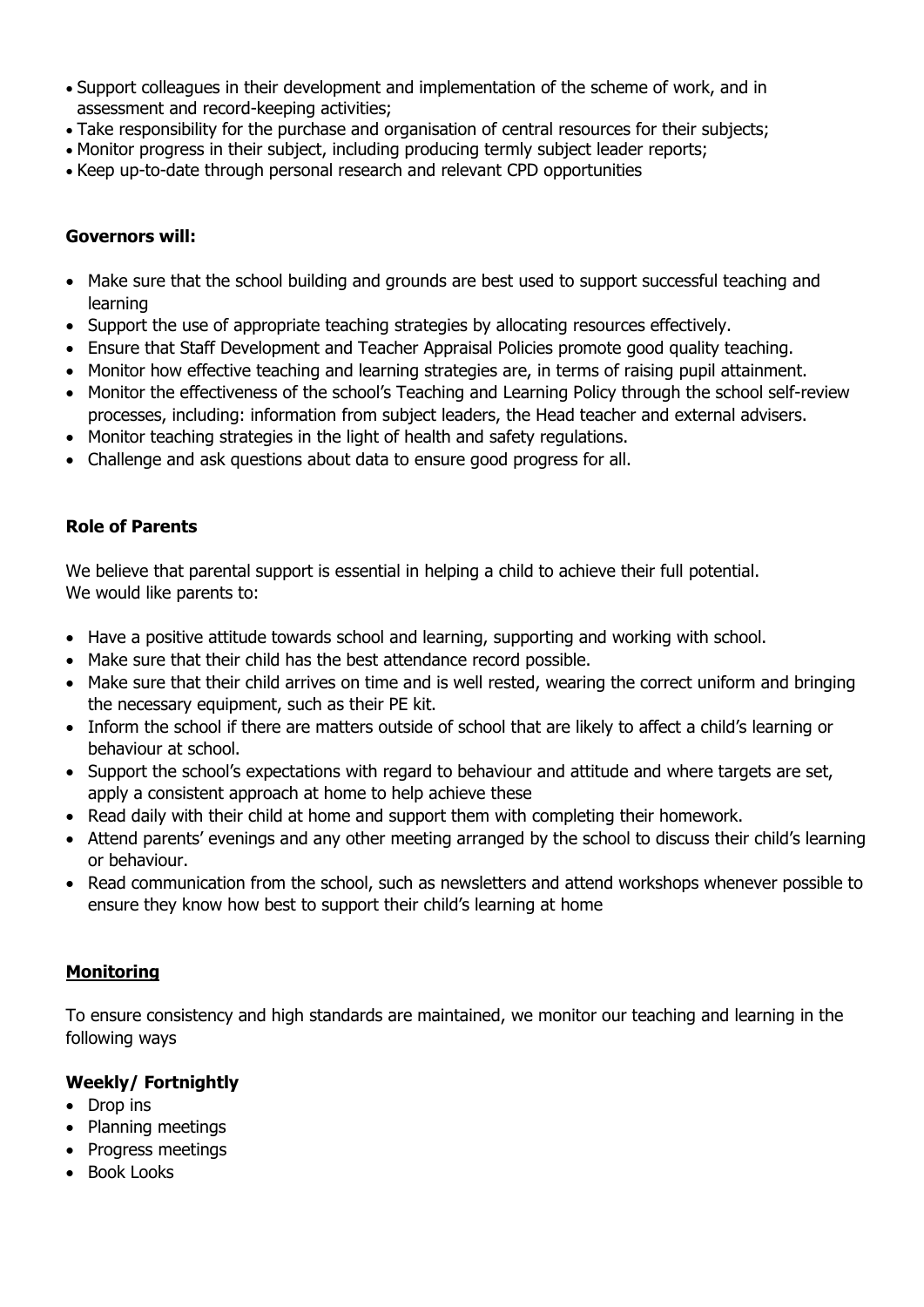- Support colleagues in their development and implementation of the scheme of work, and in assessment and record-keeping activities;
- Take responsibility for the purchase and organisation of central resources for their subjects;
- Monitor progress in their subject, including producing termly subject leader reports;
- Keep up-to-date through personal research and relevant CPD opportunities

**Governors will:**

- Make sure that the school building and grounds are best used to support successful teaching and learning
- Support the use of appropriate teaching strategies by allocating resources effectively.
- Ensure that Staff Development and Teacher Appraisal Policies promote good quality teaching.
- Monitor how effective teaching and learning strategies are, in terms of raising pupil attainment.
- Monitor the effectiveness of the school's Teaching and Learning Policy through the school self-review processes, including: information from subject leaders, the Head teacher and external advisers.
- Monitor teaching strategies in the light of health and safety regulations.
- Challenge and ask questions about data to ensure good progress for all.

**Role of Parents**

We believe that parental support is essential in helping a child to achieve their full potential.
We would like parents to:

- Have a positive attitude towards school and learning, supporting and working with school.
- Make sure that their child has the best attendance record possible.
- Make sure that their child arrives on time and is well rested, wearing the correct uniform and bringing the necessary equipment, such as their PE kit.
- Inform the school if there are matters outside of school that are likely to affect a child's learning or behaviour at school.
- Support the school's expectations with regard to behaviour and attitude and where targets are set, apply a consistent approach at home to help achieve these
- Read daily with their child at home and support them with completing their homework.
- Attend parents' evenings and any other meeting arranged by the school to discuss their child's learning or behaviour.
- Read communication from the school, such as newsletters and attend workshops whenever possible to ensure they know how best to support their child's learning at home

**Monitoring**

To ensure consistency and high standards are maintained, we monitor our teaching and learning in the following ways

**Weekly/ Fortnightly**

- Drop ins
- Planning meetings
- Progress meetings
- Book Looks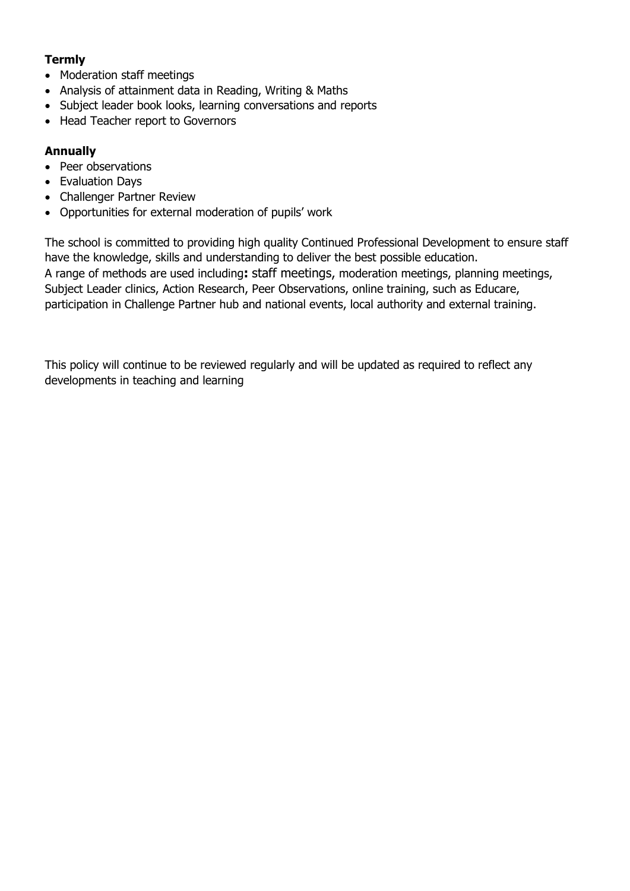**Termly**

- Moderation staff meetings
- Analysis of attainment data in Reading, Writing & Maths
- Subject leader book looks, learning conversations and reports
- Head Teacher report to Governors

**Annually**

- Peer observations
- Evaluation Days
- Challenger Partner Review
- Opportunities for external moderation of pupils' work

The school is committed to providing high quality Continued Professional Development to ensure staff have the knowledge, skills and understanding to deliver the best possible education.
A range of methods are used including**:** staff meetings, moderation meetings, planning meetings, Subject Leader clinics, Action Research, Peer Observations, online training, such as Educare, participation in Challenge Partner hub and national events, local authority and external training.

This policy will continue to be reviewed regularly and will be updated as required to reflect any developments in teaching and learning